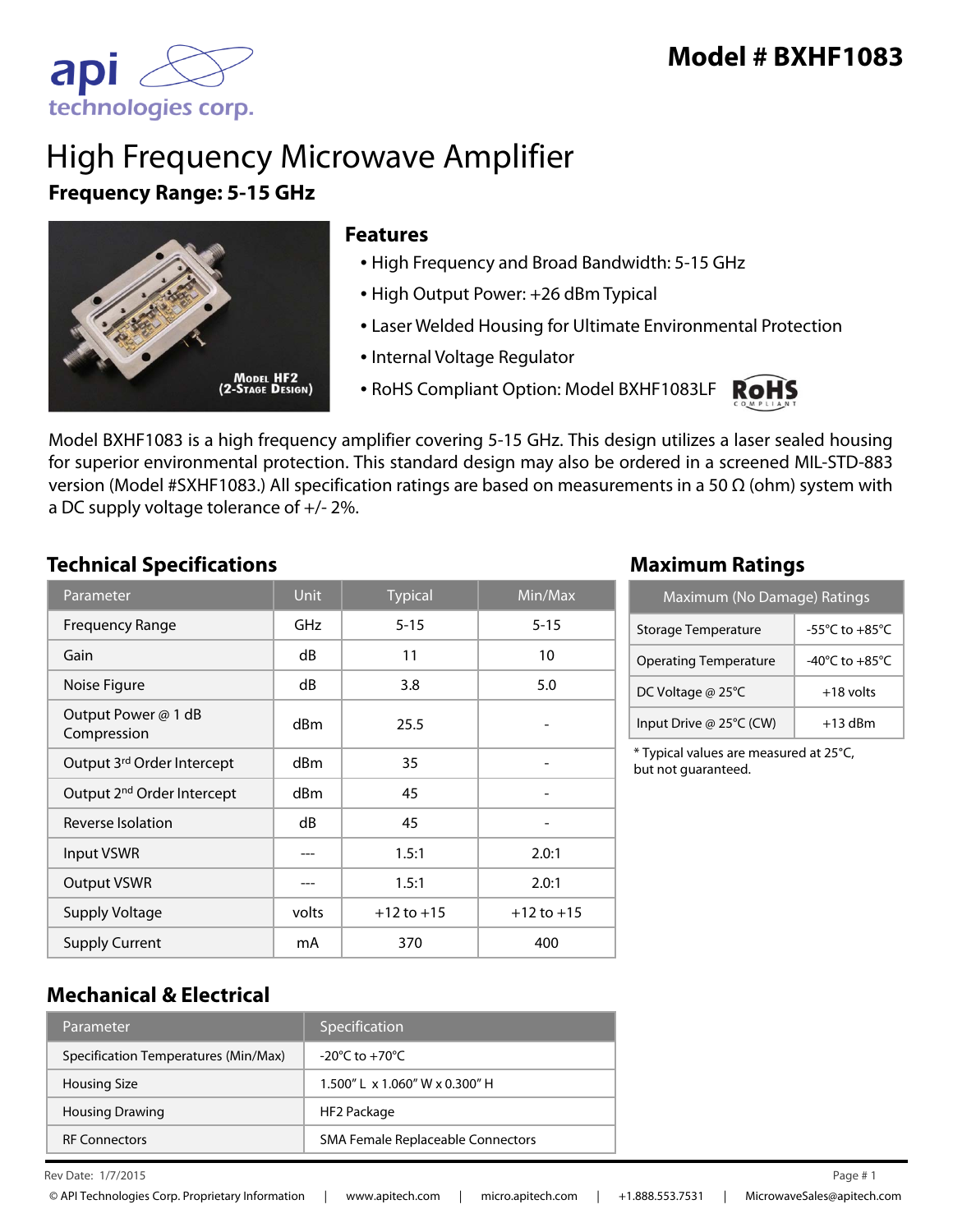# Model # BXHF1083

# High Frequency Microwave Amplifier

**Frequency Range: 5-15 GHz**

## Features

- High Frequency and Broad Bandwidth: 5-15 GHz
- High Output Power: +26 dBm Typical
- Laser Welded Housing for Ultimate Environmental Protection
- Internal Voltage Regulator
- RoHS Compliant Option: Model BXHF1083LF

Model BXHF1083 is a high frequency amplifier covering 5-15 GHz. This design utilizes a laser sealed housing for superior environmental protection. This standard design may also be ordered in a screened MIL-STD-883 version (Model #SXHF1083.) All specification ratings are based on measurements in a 50 Ω (ohm) system with a DC supply voltage tolerance of +/- 2%.

## Technical Specifications

| Parameter | Unit | Typical | Min/Max |
|---|---|---|---|
| Frequency Range | GHz | 5-15 | 5-15 |
| Gain | dB | 11 | 10 |
| Noise Figure | dB | 3.8 | 5.0 |
| Output Power @ 1 dB Compression | dBm | 25.5 | - |
| Output 3rd Order Intercept | dBm | 35 | - |
| Output 2nd Order Intercept | dBm | 45 | - |
| Reverse Isolation | dB | 45 | - |
| Input VSWR | --- | 1.5:1 | 2.0:1 |
| Output VSWR | --- | 1.5:1 | 2.0:1 |
| Supply Voltage | volts | +12 to +15 | +12 to +15 |
| Supply Current | mA | 370 | 400 |

## Maximum Ratings

| Maximum (No Damage) Ratings | |
|---|---|
| Storage Temperature | -55°C to +85°C |
| Operating Temperature | -40°C to +85°C |
| DC Voltage @ 25°C | +18 volts |
| Input Drive @ 25°C (CW) | +13 dBm |

* Typical values are measured at 25°C, but not guaranteed.

## Mechanical & Electrical

| Parameter | Specification |
|---|---|
| Specification Temperatures (Min/Max) | -20°C to +70°C |
| Housing Size | 1.500" L x 1.060" W x 0.300" H |
| Housing Drawing | HF2 Package |
| RF Connectors | SMA Female Replaceable Connectors |

Rev Date: 1/7/2015

© API Technologies Corp. Proprietary Information | www.apitech.com | micro.apitech.com | +1.888.553.7531 | MicrowaveSales@apitech.com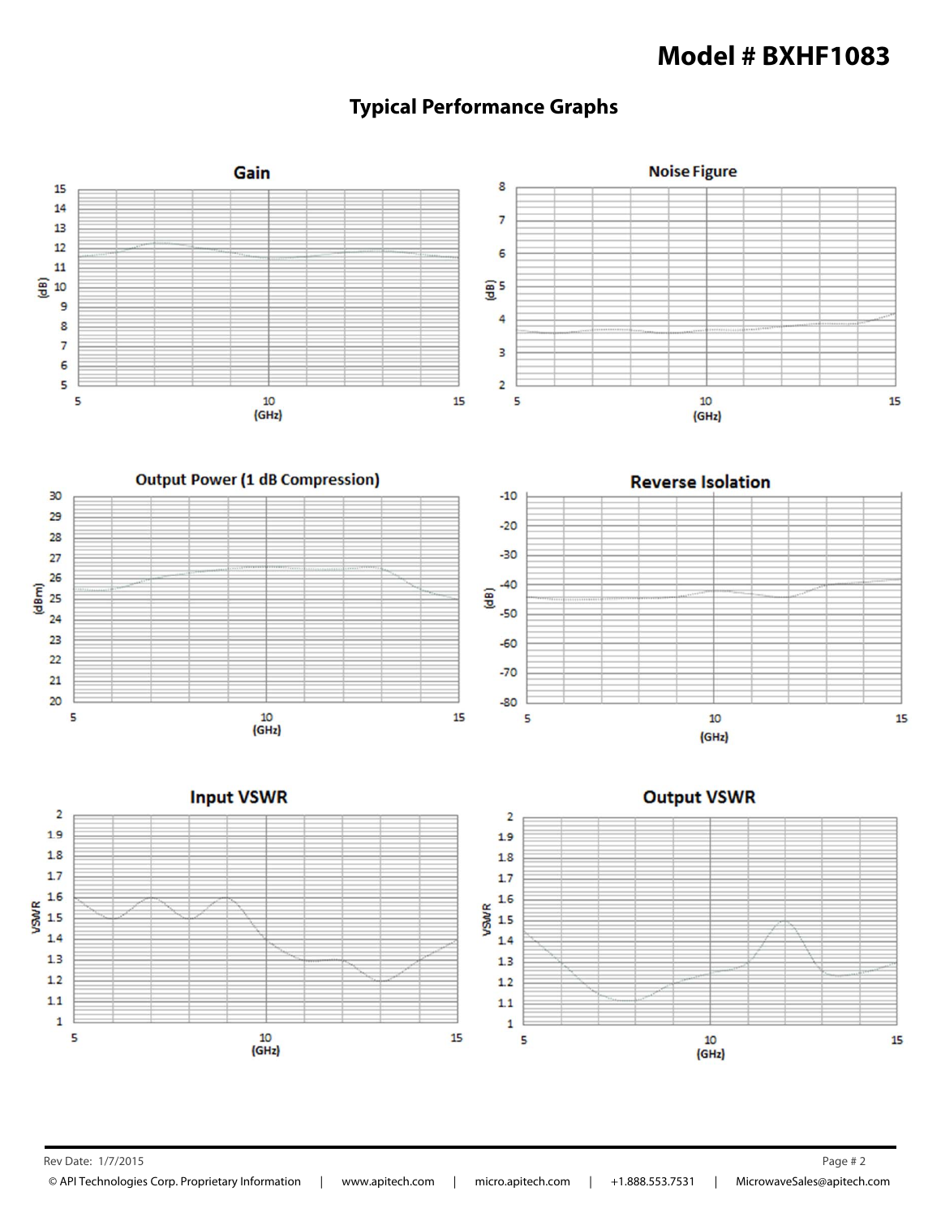# Model # BXHF1083

## Typical Performance Graphs

### Gain

(dB) vs (GHz)

### Noise Figure

(dB) vs (GHz)

### Output Power (1 dB Compression)

(dBm) vs (GHz)

### Reverse Isolation

(dB) vs (GHz)

### Input VSWR

VSWR vs (GHz)

### Output VSWR

VSWR vs (GHz)

Rev Date: 1/7/2015

© API Technologies Corp. Proprietary Information | www.apitech.com | micro.apitech.com | +1.888.553.7531 | MicrowaveSales@apitech.com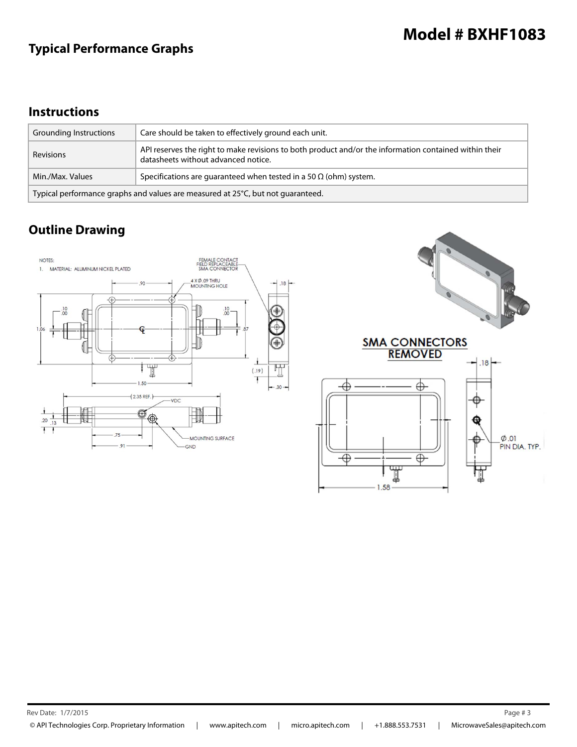## Typical Performance Graphs

## Instructions

| | |
|---|---|
| Grounding Instructions | Care should be taken to effectively ground each unit. |
| Revisions | API reserves the right to make revisions to both product and/or the information contained within their datasheets without advanced notice. |
| Min./Max. Values | Specifications are guaranteed when tested in a 50 Ω (ohm) system. |
| Typical performance graphs and values are measured at 25°C, but not guaranteed. | |

## Outline Drawing

NOTES:
1. MATERIAL: ALUMINUM NICKEL PLATED

FEMALE CONTACT FIELD REPLACEABLE SMA CONNECTOR

4 X Ø .09 THRU MOUNTING HOLE

.90
.18
.10
.00
.10
.00
1.06
.87
(.19)
1.50
.30
(2.35 REF.)
VDC
.20
.13
.75
.91
MOUNTING SURFACE
GND

SMA CONNECTORS REMOVED

.18
Ø .01
PIN DIA. TYP.
1.58